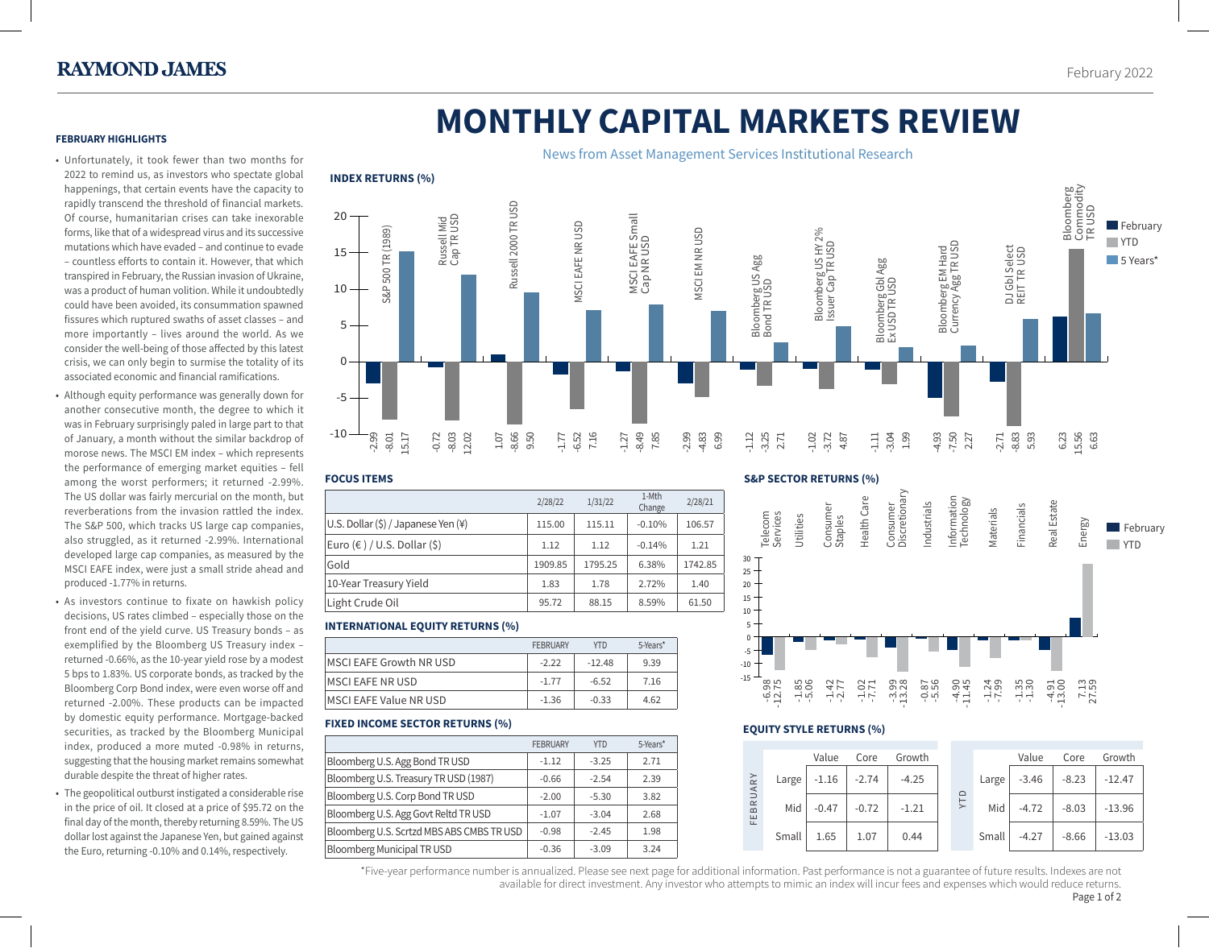RAYMOND JAMES

February 2022

# MONTHLY CAPITAL MARKETS REVIEW

News from Asset Management Services Institutional Research

### FEBRUARY HIGHLIGHTS

- Unfortunately, it took fewer than two months for 2022 to remind us, as investors who spectate global happenings, that certain events have the capacity to rapidly transcend the threshold of financial markets. Of course, humanitarian crises can take inexorable forms, like that of a widespread virus and its successive mutations which have evaded – and continue to evade – countless efforts to contain it. However, that which transpired in February, the Russian invasion of Ukraine, was a product of human volition. While it undoubtedly could have been avoided, its consummation spawned fissures which ruptured swaths of asset classes – and more importantly – lives around the world. As we consider the well-being of those affected by this latest crisis, we can only begin to surmise the totality of its associated economic and financial ramifications.
- Although equity performance was generally down for another consecutive month, the degree to which it was in February surprisingly paled in large part to that of January, a month without the similar backdrop of morose news. The MSCI EM index – which represents the performance of emerging market equities – fell among the worst performers; it returned -2.99%. The US dollar was fairly mercurial on the month, but reverberations from the invasion rattled the index. The S&P 500, which tracks US large cap companies, also struggled, as it returned -2.99%. International developed large cap companies, as measured by the MSCI EAFE index, were just a small stride ahead and produced -1.77% in returns.
- As investors continue to fixate on hawkish policy decisions, US rates climbed – especially those on the front end of the yield curve. US Treasury bonds – as exemplified by the Bloomberg US Treasury index – returned -0.66%, as the 10-year yield rose by a modest 5 bps to 1.83%. US corporate bonds, as tracked by the Bloomberg Corp Bond index, were even worse off and returned -2.00%. These products can be impacted by domestic equity performance. Mortgage-backed securities, as tracked by the Bloomberg Municipal index, produced a more muted -0.98% in returns, suggesting that the housing market remains somewhat durable despite the threat of higher rates.
- The geopolitical outburst instigated a considerable rise in the price of oil. It closed at a price of $95.72 on the final day of the month, thereby returning 8.59%. The US dollar lost against the Japanese Yen, but gained against the Euro, returning -0.10% and 0.14%, respectively.

### INDEX RETURNS (%)

| Index | February | YTD | 5 Years* |
|---|---|---|---|
| S&P 500 TR (1989) | -2.99 | -8.01 | 15.17 |
| Russell Mid Cap TR USD | -0.72 | -8.03 | 12.02 |
| Russell 2000 TR USD | 1.07 | -8.66 | 9.50 |
| MSCI EAFE NR USD | -1.77 | -6.52 | 7.16 |
| MSCI EAFE Small Cap NR USD | -1.27 | -8.49 | 7.85 |
| MSCI EM NR USD | -2.99 | -4.83 | 6.99 |
| Bloomberg US Agg Bond TR USD | -1.12 | -3.25 | 2.71 |
| Bloomberg US HY 2% Issuer Cap TR USD | -1.02 | -3.72 | 4.87 |
| Bloomberg Gbl Agg Ex USD TR USD | -1.11 | -3.04 | 1.99 |
| Bloomberg EM Hard Currency Agg TR USD | -4.93 | -7.50 | 2.27 |
| DJ Gbl Select REIT TR USD | -2.71 | -8.83 | 5.93 |
| Bloomberg Commodity TR USD | 6.23 | 15.56 | 6.63 |

### FOCUS ITEMS

| | 2/28/22 | 1/31/22 | 1-Mth Change | 2/28/21 |
|---|---|---|---|---|
| U.S. Dollar ($) / Japanese Yen (¥) | 115.00 | 115.11 | -0.10% | 106.57 |
| Euro (€) / U.S. Dollar ($) | 1.12 | 1.12 | -0.14% | 1.21 |
| Gold | 1909.85 | 1795.25 | 6.38% | 1742.85 |
| 10-Year Treasury Yield | 1.83 | 1.78 | 2.72% | 1.40 |
| Light Crude Oil | 95.72 | 88.15 | 8.59% | 61.50 |

### INTERNATIONAL EQUITY RETURNS (%)

| | FEBRUARY | YTD | 5-Years* |
|---|---|---|---|
| MSCI EAFE Growth NR USD | -2.22 | -12.48 | 9.39 |
| MSCI EAFE NR USD | -1.77 | -6.52 | 7.16 |
| MSCI EAFE Value NR USD | -1.36 | -0.33 | 4.62 |

### FIXED INCOME SECTOR RETURNS (%)

| | FEBRUARY | YTD | 5-Years* |
|---|---|---|---|
| Bloomberg U.S. Agg Bond TR USD | -1.12 | -3.25 | 2.71 |
| Bloomberg U.S. Treasury TR USD (1987) | -0.66 | -2.54 | 2.39 |
| Bloomberg U.S. Corp Bond TR USD | -2.00 | -5.30 | 3.82 |
| Bloomberg U.S. Agg Govt Reltd TR USD | -1.07 | -3.04 | 2.68 |
| Bloomberg U.S. Scrtzd MBS ABS CMBS TR USD | -0.98 | -2.45 | 1.98 |
| Bloomberg Municipal TR USD | -0.36 | -3.09 | 3.24 |

### S&P SECTOR RETURNS (%)

| Sector | February | YTD |
|---|---|---|
| Telecom Services | -6.98 | -12.75 |
| Utilities | -1.85 | -5.06 |
| Consumer Staples | -1.42 | -2.77 |
| Health Care | -1.02 | -7.71 |
| Consumer Discretionary | -3.99 | -13.28 |
| Industrials | -0.87 | -5.56 |
| Information Technology | -4.90 | -11.45 |
| Materials | -1.24 | -7.99 |
| Financials | -1.35 | -1.30 |
| Real Estate | -4.91 | -13.00 |
| Energy | 7.13 | 27.59 |

### EQUITY STYLE RETURNS (%)

| FEBRUARY | Value | Core | Growth |
|---|---|---|---|
| Large | -1.16 | -2.74 | -4.25 |
| Mid | -0.47 | -0.72 | -1.21 |
| Small | 1.65 | 1.07 | 0.44 |

| YTD | Value | Core | Growth |
|---|---|---|---|
| Large | -3.46 | -8.23 | -12.47 |
| Mid | -4.72 | -8.03 | -13.96 |
| Small | -4.27 | -8.66 | -13.03 |

*Five-year performance number is annualized. Please see next page for additional information. Past performance is not a guarantee of future results. Indexes are not available for direct investment. Any investor who attempts to mimic an index will incur fees and expenses which would reduce returns.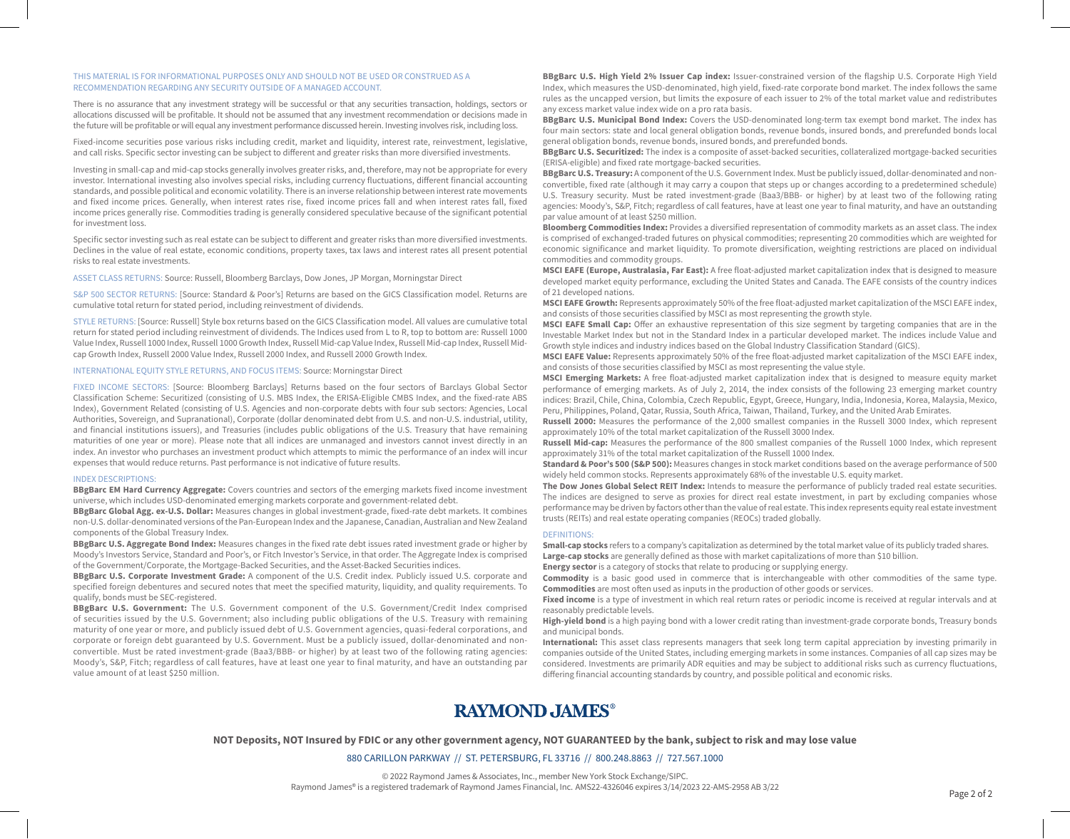THIS MATERIAL IS FOR INFORMATIONAL PURPOSES ONLY AND SHOULD NOT BE USED OR CONSTRUED AS A RECOMMENDATION REGARDING ANY SECURITY OUTSIDE OF A MANAGED ACCOUNT.

There is no assurance that any investment strategy will be successful or that any securities transaction, holdings, sectors or allocations discussed will be profitable. It should not be assumed that any investment recommendation or decisions made in the future will be profitable or will equal any investment performance discussed herein. Investing involves risk, including loss.

Fixed-income securities pose various risks including credit, market and liquidity, interest rate, reinvestment, legislative, and call risks. Specific sector investing can be subject to different and greater risks than more diversified investments.

Investing in small-cap and mid-cap stocks generally involves greater risks, and, therefore, may not be appropriate for every investor. International investing also involves special risks, including currency fluctuations, different financial accounting standards, and possible political and economic volatility. There is an inverse relationship between interest rate movements and fixed income prices. Generally, when interest rates rise, fixed income prices fall and when interest rates fall, fixed income prices generally rise. Commodities trading is generally considered speculative because of the significant potential for investment loss.

Specific sector investing such as real estate can be subject to different and greater risks than more diversified investments. Declines in the value of real estate, economic conditions, property taxes, tax laws and interest rates all present potential risks to real estate investments.

ASSET CLASS RETURNS: Source: Russell, Bloomberg Barclays, Dow Jones, JP Morgan, Morningstar Direct

S&P 500 SECTOR RETURNS: [Source: Standard & Poor's] Returns are based on the GICS Classification model. Returns are cumulative total return for stated period, including reinvestment of dividends.

STYLE RETURNS: [Source: Russell] Style box returns based on the GICS Classification model. All values are cumulative total return for stated period including reinvestment of dividends. The Indices used from L to R, top to bottom are: Russell 1000 Value Index, Russell 1000 Index, Russell 1000 Growth Index, Russell Mid-cap Value Index, Russell Mid-cap Index, Russell Mid-cap Growth Index, Russell 2000 Value Index, Russell 2000 Index, and Russell 2000 Growth Index.

INTERNATIONAL EQUITY STYLE RETURNS, AND FOCUS ITEMS: Source: Morningstar Direct

FIXED INCOME SECTORS: [Source: Bloomberg Barclays] Returns based on the four sectors of Barclays Global Sector Classification Scheme: Securitized (consisting of U.S. MBS Index, the ERISA-Eligible CMBS Index, and the fixed-rate ABS Index), Government Related (consisting of U.S. Agencies and non-corporate debts with four sub sectors: Agencies, Local Authorities, Sovereign, and Supranational), Corporate (dollar denominated debt from U.S. and non-U.S. industrial, utility, and financial institutions issuers), and Treasuries (includes public obligations of the U.S. Treasury that have remaining maturities of one year or more). Please note that all indices are unmanaged and investors cannot invest directly in an index. An investor who purchases an investment product which attempts to mimic the performance of an index will incur expenses that would reduce returns. Past performance is not indicative of future results.

INDEX DESCRIPTIONS:

**BBgBarc EM Hard Currency Aggregate:** Covers countries and sectors of the emerging markets fixed income investment universe, which includes USD-denominated emerging markets corporate and government-related debt.

**BBgBarc Global Agg. ex-U.S. Dollar:** Measures changes in global investment-grade, fixed-rate debt markets. It combines non-U.S. dollar-denominated versions of the Pan-European Index and the Japanese, Canadian, Australian and New Zealand components of the Global Treasury Index.

**BBgBarc U.S. Aggregate Bond Index:** Measures changes in the fixed rate debt issues rated investment grade or higher by Moody's Investors Service, Standard and Poor's, or Fitch Investor's Service, in that order. The Aggregate Index is comprised of the Government/Corporate, the Mortgage-Backed Securities, and the Asset-Backed Securities indices.

**BBgBarc U.S. Corporate Investment Grade:** A component of the U.S. Credit index. Publicly issued U.S. corporate and specified foreign debentures and secured notes that meet the specified maturity, liquidity, and quality requirements. To qualify, bonds must be SEC-registered.

**BBgBarc U.S. Government:** The U.S. Government component of the U.S. Government/Credit Index comprised of securities issued by the U.S. Government; also including public obligations of the U.S. Treasury with remaining maturity of one year or more, and publicly issued debt of U.S. Government agencies, quasi-federal corporations, and corporate or foreign debt guaranteed by U.S. Government. Must be a publicly issued, dollar-denominated and non-convertible. Must be rated investment-grade (Baa3/BBB- or higher) by at least two of the following rating agencies: Moody's, S&P, Fitch; regardless of call features, have at least one year to final maturity, and have an outstanding par value amount of at least $250 million.

**BBgBarc U.S. High Yield 2% Issuer Cap index:** Issuer-constrained version of the flagship U.S. Corporate High Yield Index, which measures the USD-denominated, high yield, fixed-rate corporate bond market. The index follows the same rules as the uncapped version, but limits the exposure of each issuer to 2% of the total market value and redistributes any excess market value index wide on a pro rata basis.

**BBgBarc U.S. Municipal Bond Index:** Covers the USD-denominated long-term tax exempt bond market. The index has four main sectors: state and local general obligation bonds, revenue bonds, insured bonds, and prerefunded bonds local general obligation bonds, revenue bonds, insured bonds, and prerefunded bonds.

**BBgBarc U.S. Securitized:** The index is a composite of asset-backed securities, collateralized mortgage-backed securities (ERISA-eligible) and fixed rate mortgage-backed securities.

**BBgBarc U.S. Treasury:** A component of the U.S. Government Index. Must be publicly issued, dollar-denominated and non-convertible, fixed rate (although it may carry a coupon that steps up or changes according to a predetermined schedule) U.S. Treasury security. Must be rated investment-grade (Baa3/BBB- or higher) by at least two of the following rating agencies: Moody's, S&P, Fitch; regardless of call features, have at least one year to final maturity, and have an outstanding par value amount of at least $250 million.

**Bloomberg Commodities Index:** Provides a diversified representation of commodity markets as an asset class. The index is comprised of exchanged-traded futures on physical commodities; representing 20 commodities which are weighted for economic significance and market liquidity. To promote diversification, weighting restrictions are placed on individual commodities and commodity groups.

**MSCI EAFE (Europe, Australasia, Far East):** A free float-adjusted market capitalization index that is designed to measure developed market equity performance, excluding the United States and Canada. The EAFE consists of the country indices of 21 developed nations.

**MSCI EAFE Growth:** Represents approximately 50% of the free float-adjusted market capitalization of the MSCI EAFE index, and consists of those securities classified by MSCI as most representing the growth style.

**MSCI EAFE Small Cap:** Offer an exhaustive representation of this size segment by targeting companies that are in the Investable Market Index but not in the Standard Index in a particular developed market. The indices include Value and Growth style indices and industry indices based on the Global Industry Classification Standard (GICS).

**MSCI EAFE Value:** Represents approximately 50% of the free float-adjusted market capitalization of the MSCI EAFE index, and consists of those securities classified by MSCI as most representing the value style.

**MSCI Emerging Markets:** A free float-adjusted market capitalization index that is designed to measure equity market performance of emerging markets. As of July 2, 2014, the index consists of the following 23 emerging market country indices: Brazil, Chile, China, Colombia, Czech Republic, Egypt, Greece, Hungary, India, Indonesia, Korea, Malaysia, Mexico, Peru, Philippines, Poland, Qatar, Russia, South Africa, Taiwan, Thailand, Turkey, and the United Arab Emirates.

**Russell 2000:** Measures the performance of the 2,000 smallest companies in the Russell 3000 Index, which represent approximately 10% of the total market capitalization of the Russell 3000 Index.

**Russell Mid-cap:** Measures the performance of the 800 smallest companies of the Russell 1000 Index, which represent approximately 31% of the total market capitalization of the Russell 1000 Index.

**Standard & Poor's 500 (S&P 500):** Measures changes in stock market conditions based on the average performance of 500 widely held common stocks. Represents approximately 68% of the investable U.S. equity market.

**The Dow Jones Global Select REIT Index:** Intends to measure the performance of publicly traded real estate securities. The indices are designed to serve as proxies for direct real estate investment, in part by excluding companies whose performance may be driven by factors other than the value of real estate. This index represents equity real estate investment trusts (REITs) and real estate operating companies (REOCs) traded globally.

DEFINITIONS:

**Small-cap stocks** refers to a company's capitalization as determined by the total market value of its publicly traded shares.

**Large-cap stocks** are generally defined as those with market capitalizations of more than $10 billion.

**Energy sector** is a category of stocks that relate to producing or supplying energy.

**Commodity** is a basic good used in commerce that is interchangeable with other commodities of the same type. **Commodities** are most often used as inputs in the production of other goods or services.

**Fixed income** is a type of investment in which real return rates or periodic income is received at regular intervals and at reasonably predictable levels.

**High-yield bond** is a high paying bond with a lower credit rating than investment-grade corporate bonds, Treasury bonds and municipal bonds.

**International:** This asset class represents managers that seek long term capital appreciation by investing primarily in companies outside of the United States, including emerging markets in some instances. Companies of all cap sizes may be considered. Investments are primarily ADR equities and may be subject to additional risks such as currency fluctuations, differing financial accounting standards by country, and possible political and economic risks.

**RAYMOND JAMES®**

**NOT Deposits, NOT Insured by FDIC or any other government agency, NOT GUARANTEED by the bank, subject to risk and may lose value**

880 CARILLON PARKWAY // ST. PETERSBURG, FL 33716 // 800.248.8863 // 727.567.1000

© 2022 Raymond James & Associates, Inc., member New York Stock Exchange/SIPC.
Raymond James® is a registered trademark of Raymond James Financial, Inc. AMS22-4326046 expires 3/14/2023 22-AMS-2958 AB 3/22